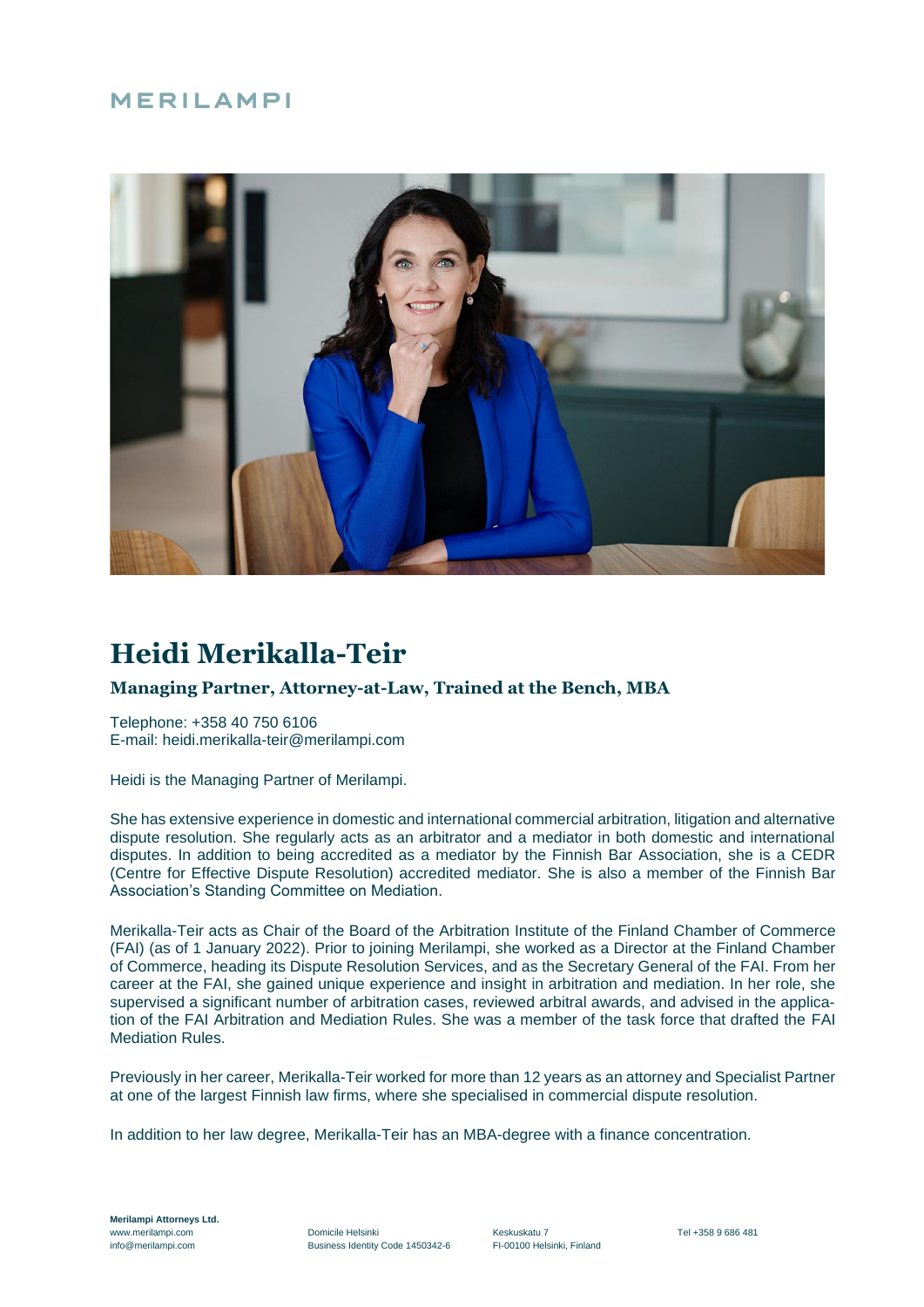MERILAMPI

# Heidi Merikalla-Teir

### Managing Partner, Attorney-at-Law, Trained at the Bench, MBA

Telephone: +358 40 750 6106
E-mail: heidi.merikalla-teir@merilampi.com

Heidi is the Managing Partner of Merilampi.

She has extensive experience in domestic and international commercial arbitration, litigation and alternative dispute resolution. She regularly acts as an arbitrator and a mediator in both domestic and international disputes. In addition to being accredited as a mediator by the Finnish Bar Association, she is a CEDR (Centre for Effective Dispute Resolution) accredited mediator. She is also a member of the Finnish Bar Association's Standing Committee on Mediation.

Merikalla-Teir acts as Chair of the Board of the Arbitration Institute of the Finland Chamber of Commerce (FAI) (as of 1 January 2022). Prior to joining Merilampi, she worked as a Director at the Finland Chamber of Commerce, heading its Dispute Resolution Services, and as the Secretary General of the FAI. From her career at the FAI, she gained unique experience and insight in arbitration and mediation. In her role, she supervised a significant number of arbitration cases, reviewed arbitral awards, and advised in the application of the FAI Arbitration and Mediation Rules. She was a member of the task force that drafted the FAI Mediation Rules.

Previously in her career, Merikalla-Teir worked for more than 12 years as an attorney and Specialist Partner at one of the largest Finnish law firms, where she specialised in commercial dispute resolution.

In addition to her law degree, Merikalla-Teir has an MBA-degree with a finance concentration.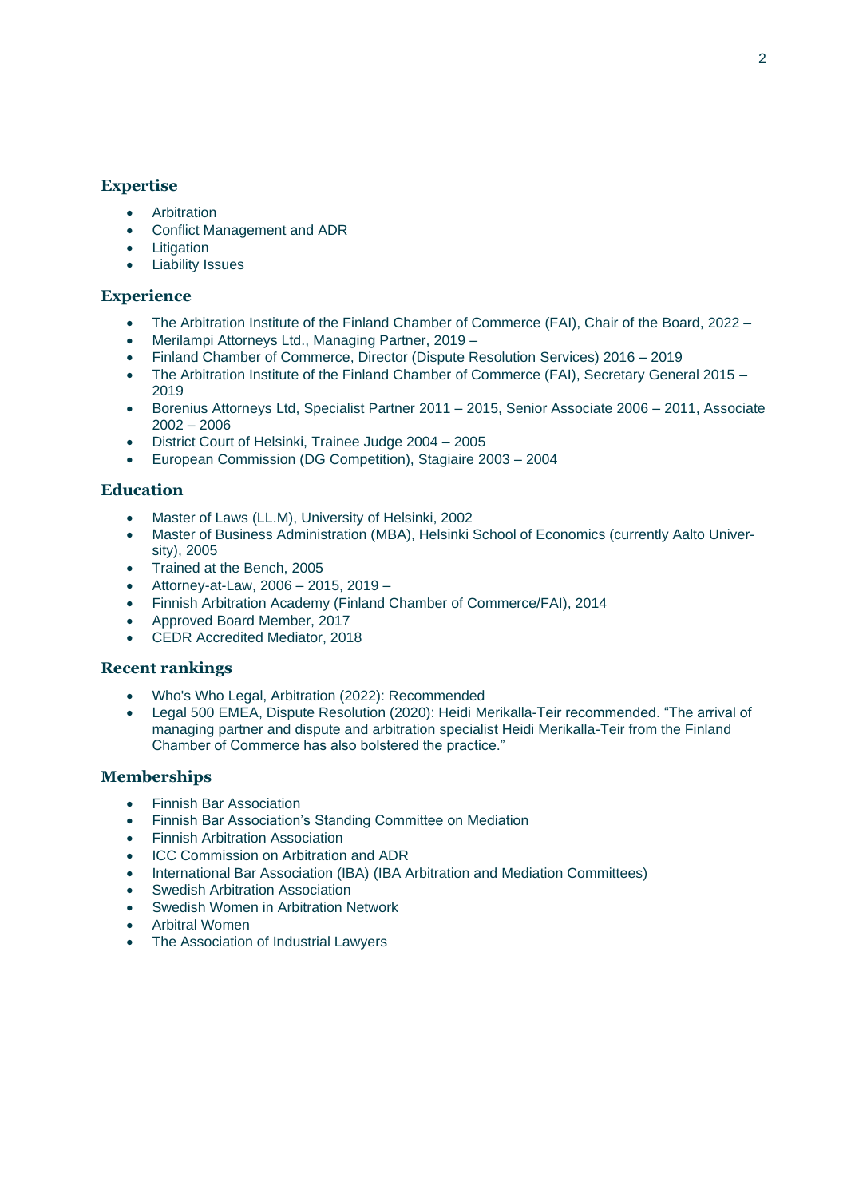## Expertise

- Arbitration
- Conflict Management and ADR
- Litigation
- Liability Issues

## Experience

- The Arbitration Institute of the Finland Chamber of Commerce (FAI), Chair of the Board, 2022 –
- Merilampi Attorneys Ltd., Managing Partner, 2019 –
- Finland Chamber of Commerce, Director (Dispute Resolution Services) 2016 – 2019
- The Arbitration Institute of the Finland Chamber of Commerce (FAI), Secretary General 2015 – 2019
- Borenius Attorneys Ltd, Specialist Partner 2011 – 2015, Senior Associate 2006 – 2011, Associate 2002 – 2006
- District Court of Helsinki, Trainee Judge 2004 – 2005
- European Commission (DG Competition), Stagiaire 2003 – 2004

## Education

- Master of Laws (LL.M), University of Helsinki, 2002
- Master of Business Administration (MBA), Helsinki School of Economics (currently Aalto University), 2005
- Trained at the Bench, 2005
- Attorney-at-Law, 2006 – 2015, 2019 –
- Finnish Arbitration Academy (Finland Chamber of Commerce/FAI), 2014
- Approved Board Member, 2017
- CEDR Accredited Mediator, 2018

## Recent rankings

- Who's Who Legal, Arbitration (2022): Recommended
- Legal 500 EMEA, Dispute Resolution (2020): Heidi Merikalla-Teir recommended. "The arrival of managing partner and dispute and arbitration specialist Heidi Merikalla-Teir from the Finland Chamber of Commerce has also bolstered the practice."

## Memberships

- Finnish Bar Association
- Finnish Bar Association's Standing Committee on Mediation
- Finnish Arbitration Association
- ICC Commission on Arbitration and ADR
- International Bar Association (IBA) (IBA Arbitration and Mediation Committees)
- Swedish Arbitration Association
- Swedish Women in Arbitration Network
- Arbitral Women
- The Association of Industrial Lawyers